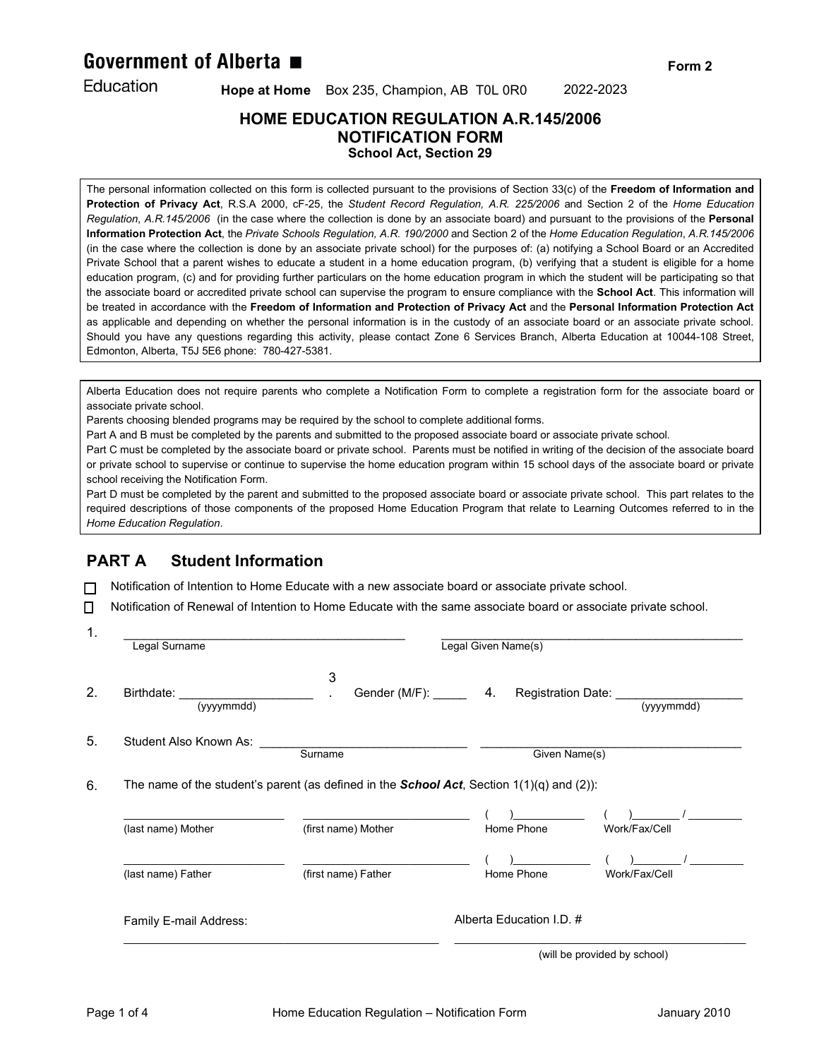**Government of Alberta ■**

Education

**Hope at Home** Box 235, Champion, AB T0L 0R0 2022-2023

**Form 2**

# HOME EDUCATION REGULATION A.R.145/2006
# NOTIFICATION FORM
### School Act, Section 29

The personal information collected on this form is collected pursuant to the provisions of Section 33(c) of the **Freedom of Information and Protection of Privacy Act**, R.S.A 2000, cF-25, the *Student Record Regulation, A.R. 225/2006* and Section 2 of the *Home Education Regulation*, *A.R.145/2006* (in the case where the collection is done by an associate board) and pursuant to the provisions of the **Personal Information Protection Act**, the *Private Schools Regulation, A.R. 190/2000* and Section 2 of the *Home Education Regulation*, *A.R.145/2006* (in the case where the collection is done by an associate private school) for the purposes of: (a) notifying a School Board or an Accredited Private School that a parent wishes to educate a student in a home education program, (b) verifying that a student is eligible for a home education program, (c) and for providing further particulars on the home education program in which the student will be participating so that the associate board or accredited private school can supervise the program to ensure compliance with the **School Act**. This information will be treated in accordance with the **Freedom of Information and Protection of Privacy Act** and the **Personal Information Protection Act** as applicable and depending on whether the personal information is in the custody of an associate board or an associate private school. Should you have any questions regarding this activity, please contact Zone 6 Services Branch, Alberta Education at 10044-108 Street, Edmonton, Alberta, T5J 5E6 phone: 780-427-5381.

Alberta Education does not require parents who complete a Notification Form to complete a registration form for the associate board or associate private school.
Parents choosing blended programs may be required by the school to complete additional forms.
Part A and B must be completed by the parents and submitted to the proposed associate board or associate private school.
Part C must be completed by the associate board or private school. Parents must be notified in writing of the decision of the associate board or private school to supervise or continue to supervise the home education program within 15 school days of the associate board or private school receiving the Notification Form.
Part D must be completed by the parent and submitted to the proposed associate board or associate private school. This part relates to the required descriptions of those components of the proposed Home Education Program that relate to Learning Outcomes referred to in the *Home Education Regulation*.

## PART A Student Information

☐ Notification of Intention to Home Educate with a new associate board or associate private school.

☐ Notification of Renewal of Intention to Home Educate with the same associate board or associate private school.

1. ________________________________ Legal Surname ________________________________ Legal Given Name(s)

2. Birthdate: ____________________ (yyyymmdd) 3. Gender (M/F): _____ 4. Registration Date: __________________ (yyyymmdd)

5. Student Also Known As: ______________________________ Surname ______________________________ Given Name(s)

6. The name of the student's parent (as defined in the ***School Act***, Section 1(1)(q) and (2)):

| | | | |
|---|---|---|---|
| ________________ (last name) Mother | ________________ (first name) Mother | ( )__________ Home Phone | ( )_______ / ________ Work/Fax/Cell |
| ________________ (last name) Father | ________________ (first name) Father | ( )__________ Home Phone | ( )_______ / ________ Work/Fax/Cell |

Family E-mail Address: ________________________________

Alberta Education I.D. # ________________________________ (will be provided by school)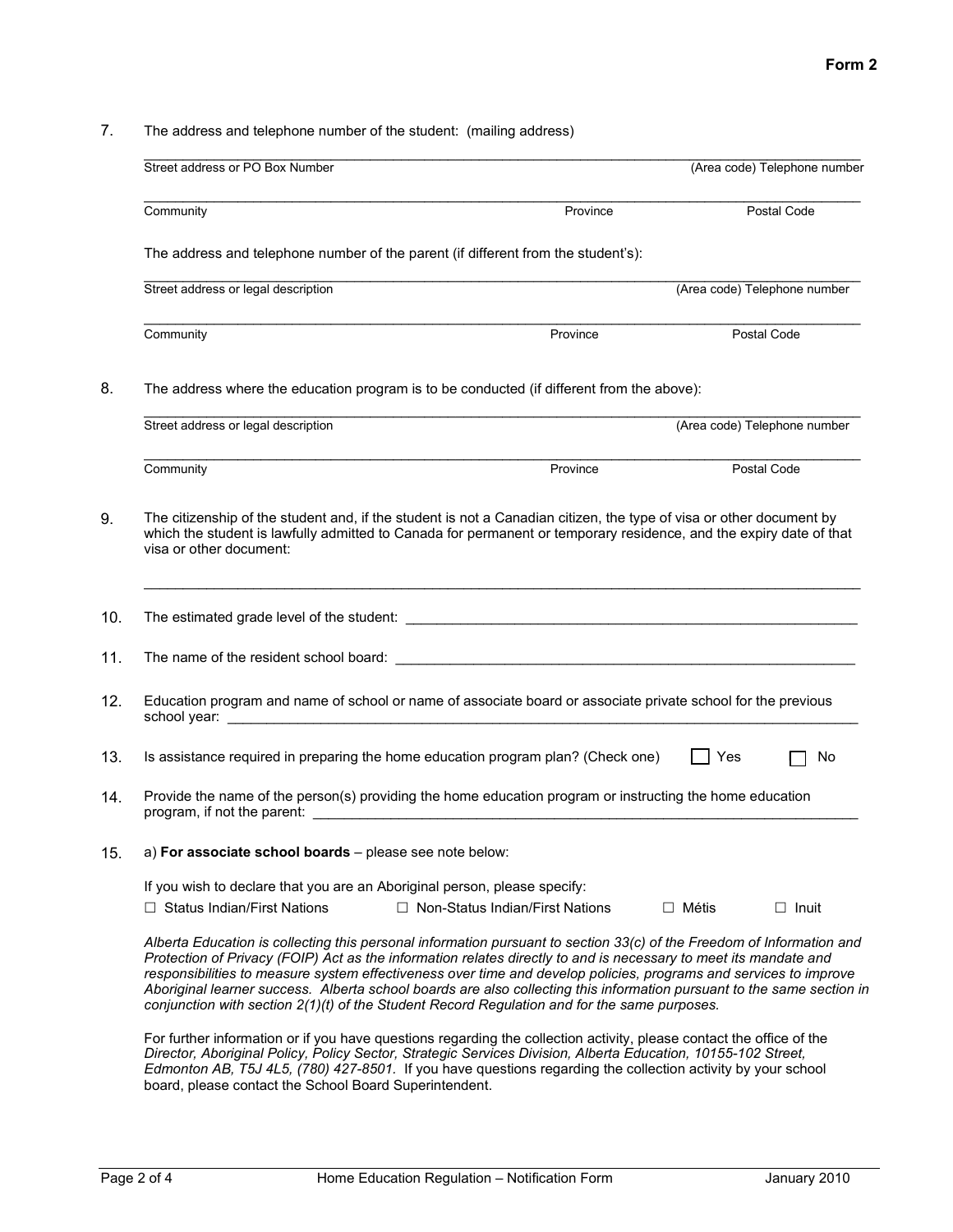**Form 2**

7. The address and telephone number of the student: (mailing address)

   ______________________________________________________________________
   Street address or PO Box Number (Area code) Telephone number

   ______________________________________________________________________
   Community Province Postal Code

   The address and telephone number of the parent (if different from the student's):

   ______________________________________________________________________
   Street address or legal description (Area code) Telephone number

   ______________________________________________________________________
   Community Province Postal Code

8. The address where the education program is to be conducted (if different from the above):

   ______________________________________________________________________
   Street address or legal description (Area code) Telephone number

   ______________________________________________________________________
   Community Province Postal Code

9. The citizenship of the student and, if the student is not a Canadian citizen, the type of visa or other document by which the student is lawfully admitted to Canada for permanent or temporary residence, and the expiry date of that visa or other document:

   ______________________________________________________________________

10. The estimated grade level of the student: ____________________________________________

11. The name of the resident school board: ____________________________________________

12. Education program and name of school or name of associate board or associate private school for the previous school year: ____________________________________________

13. Is assistance required in preparing the home education program plan? (Check one) ☐ Yes ☐ No

14. Provide the name of the person(s) providing the home education program or instructing the home education program, if not the parent: ____________________________________________

15. a) **For associate school boards** – please see note below:

    If you wish to declare that you are an Aboriginal person, please specify:

    ☐ Status Indian/First Nations ☐ Non-Status Indian/First Nations ☐ Métis ☐ Inuit

    *Alberta Education is collecting this personal information pursuant to section 33(c) of the Freedom of Information and Protection of Privacy (FOIP) Act as the information relates directly to and is necessary to meet its mandate and responsibilities to measure system effectiveness over time and develop policies, programs and services to improve Aboriginal learner success. Alberta school boards are also collecting this information pursuant to the same section in conjunction with section 2(1)(t) of the Student Record Regulation and for the same purposes.*

    For further information or if you have questions regarding the collection activity, please contact the office of the *Director, Aboriginal Policy, Policy Sector, Strategic Services Division, Alberta Education, 10155-102 Street, Edmonton AB, T5J 4L5, (780) 427-8501.* If you have questions regarding the collection activity by your school board, please contact the School Board Superintendent.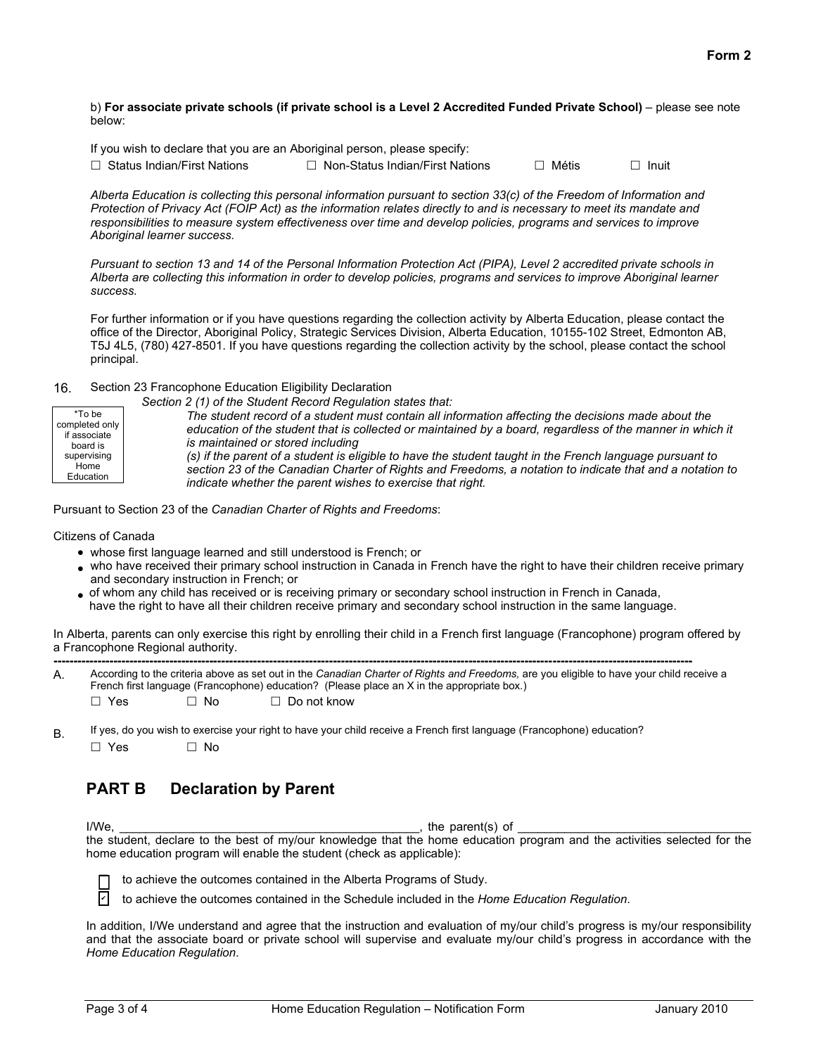**Form 2**

b) **For associate private schools (if private school is a Level 2 Accredited Funded Private School)** – please see note below:

If you wish to declare that you are an Aboriginal person, please specify:

☐ Status Indian/First Nations ☐ Non-Status Indian/First Nations ☐ Métis ☐ Inuit

*Alberta Education is collecting this personal information pursuant to section 33(c) of the Freedom of Information and Protection of Privacy Act (FOIP Act) as the information relates directly to and is necessary to meet its mandate and responsibilities to measure system effectiveness over time and develop policies, programs and services to improve Aboriginal learner success.*

*Pursuant to section 13 and 14 of the Personal Information Protection Act (PIPA), Level 2 accredited private schools in Alberta are collecting this information in order to develop policies, programs and services to improve Aboriginal learner success.*

For further information or if you have questions regarding the collection activity by Alberta Education, please contact the office of the Director, Aboriginal Policy, Strategic Services Division, Alberta Education, 10155-102 Street, Edmonton AB, T5J 4L5, (780) 427-8501. If you have questions regarding the collection activity by the school, please contact the school principal.

16. Section 23 Francophone Education Eligibility Declaration

*To be completed only if associate board is supervising Home Education

*Section 2 (1) of the Student Record Regulation states that:*

*The student record of a student must contain all information affecting the decisions made about the education of the student that is collected or maintained by a board, regardless of the manner in which it is maintained or stored including*

*(s) if the parent of a student is eligible to have the student taught in the French language pursuant to section 23 of the Canadian Charter of Rights and Freedoms, a notation to indicate that and a notation to indicate whether the parent wishes to exercise that right.*

Pursuant to Section 23 of the *Canadian Charter of Rights and Freedoms*:

Citizens of Canada

- whose first language learned and still understood is French; or
- who have received their primary school instruction in Canada in French have the right to have their children receive primary and secondary instruction in French; or
- of whom any child has received or is receiving primary or secondary school instruction in French in Canada, have the right to have all their children receive primary and secondary school instruction in the same language.

In Alberta, parents can only exercise this right by enrolling their child in a French first language (Francophone) program offered by a Francophone Regional authority.

---

A. According to the criteria above as set out in the *Canadian Charter of Rights and Freedoms,* are you eligible to have your child receive a French first language (Francophone) education? (Please place an X in the appropriate box.)

☐ Yes ☐ No ☐ Do not know

B. If yes, do you wish to exercise your right to have your child receive a French first language (Francophone) education?

☐ Yes ☐ No

## PART B Declaration by Parent

I/We, _____________________________________________, the parent(s) of __________________________________ the student, declare to the best of my/our knowledge that the home education program and the activities selected for the home education program will enable the student (check as applicable):

☐ to achieve the outcomes contained in the Alberta Programs of Study.

☑ to achieve the outcomes contained in the Schedule included in the *Home Education Regulation*.

In addition, I/We understand and agree that the instruction and evaluation of my/our child's progress is my/our responsibility and that the associate board or private school will supervise and evaluate my/our child's progress in accordance with the *Home Education Regulation*.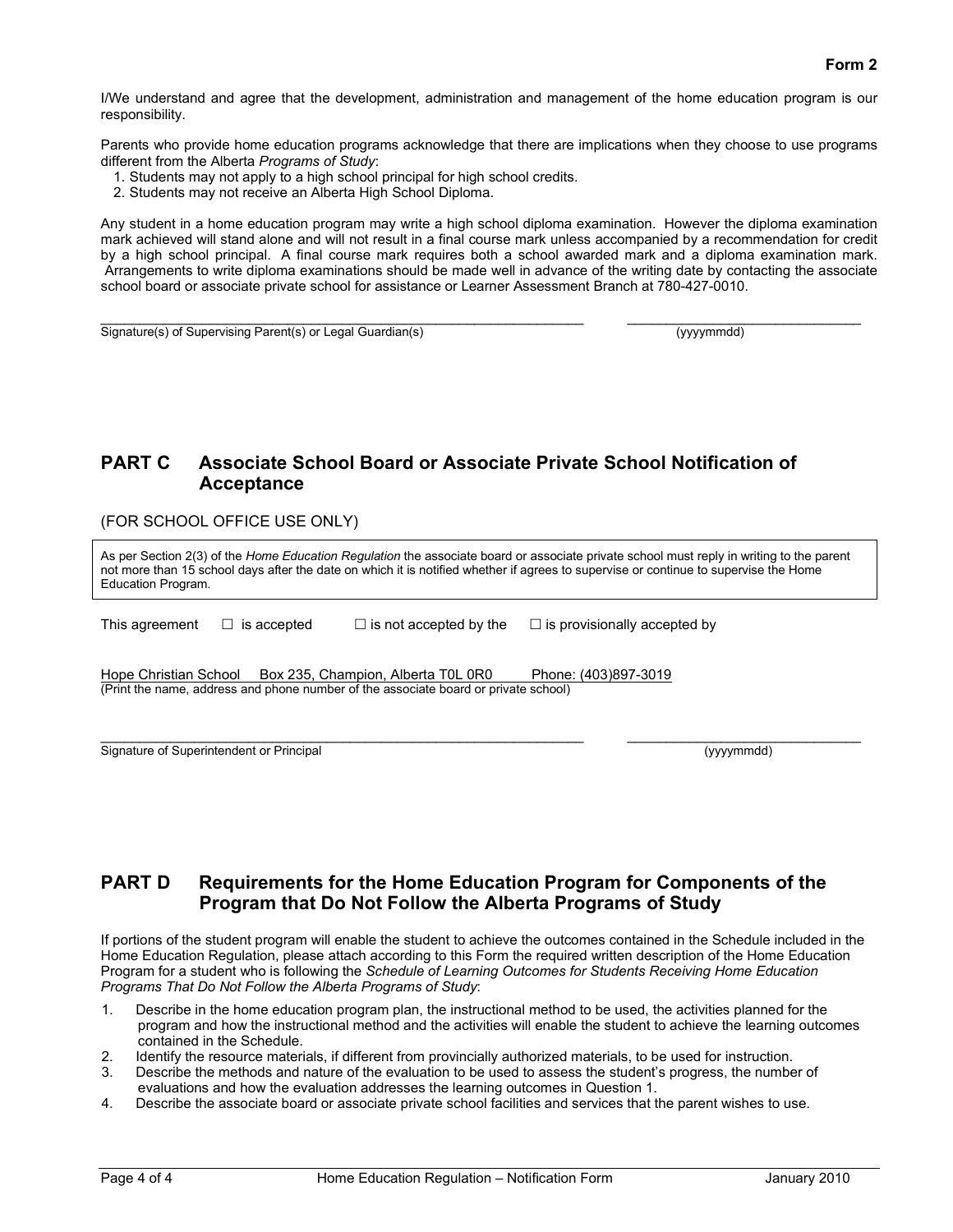**Form 2**

I/We understand and agree that the development, administration and management of the home education program is our responsibility.

Parents who provide home education programs acknowledge that there are implications when they choose to use programs different from the Alberta *Programs of Study*:

1. Students may not apply to a high school principal for high school credits.
2. Students may not receive an Alberta High School Diploma.

Any student in a home education program may write a high school diploma examination. However the diploma examination mark achieved will stand alone and will not result in a final course mark unless accompanied by a recommendation for credit by a high school principal. A final course mark requires both a school awarded mark and a diploma examination mark. Arrangements to write diploma examinations should be made well in advance of the writing date by contacting the associate school board or associate private school for assistance or Learner Assessment Branch at 780-427-0010.

\_\_\_\_\_\_\_\_\_\_\_\_\_\_\_\_\_\_\_\_\_\_\_\_\_\_\_\_\_\_\_\_\_\_\_\_\_\_\_\_ \_\_\_\_\_\_\_\_\_\_\_\_\_\_\_\_\_\_\_\_
Signature(s) of Supervising Parent(s) or Legal Guardian(s) (yyyymmdd)

## PART C Associate School Board or Associate Private School Notification of Acceptance

(FOR SCHOOL OFFICE USE ONLY)

As per Section 2(3) of the *Home Education Regulation* the associate board or associate private school must reply in writing to the parent not more than 15 school days after the date on which it is notified whether if agrees to supervise or continue to supervise the Home Education Program.

This agreement ☐ is accepted ☐ is not accepted by the ☐ is provisionally accepted by

Hope Christian School Box 235, Champion, Alberta T0L 0R0 Phone: (403)897-3019
(Print the name, address and phone number of the associate board or private school)

\_\_\_\_\_\_\_\_\_\_\_\_\_\_\_\_\_\_\_\_\_\_\_\_\_\_\_\_\_\_\_\_\_\_\_\_\_\_\_\_ \_\_\_\_\_\_\_\_\_\_\_\_\_\_\_\_\_\_\_\_
Signature of Superintendent or Principal (yyyymmdd)

## PART D Requirements for the Home Education Program for Components of the Program that Do Not Follow the Alberta Programs of Study

If portions of the student program will enable the student to achieve the outcomes contained in the Schedule included in the Home Education Regulation, please attach according to this Form the required written description of the Home Education Program for a student who is following the *Schedule of Learning Outcomes for Students Receiving Home Education Programs That Do Not Follow the Alberta Programs of Study*:

1. Describe in the home education program plan, the instructional method to be used, the activities planned for the program and how the instructional method and the activities will enable the student to achieve the learning outcomes contained in the Schedule.
2. Identify the resource materials, if different from provincially authorized materials, to be used for instruction.
3. Describe the methods and nature of the evaluation to be used to assess the student's progress, the number of evaluations and how the evaluation addresses the learning outcomes in Question 1.
4. Describe the associate board or associate private school facilities and services that the parent wishes to use.